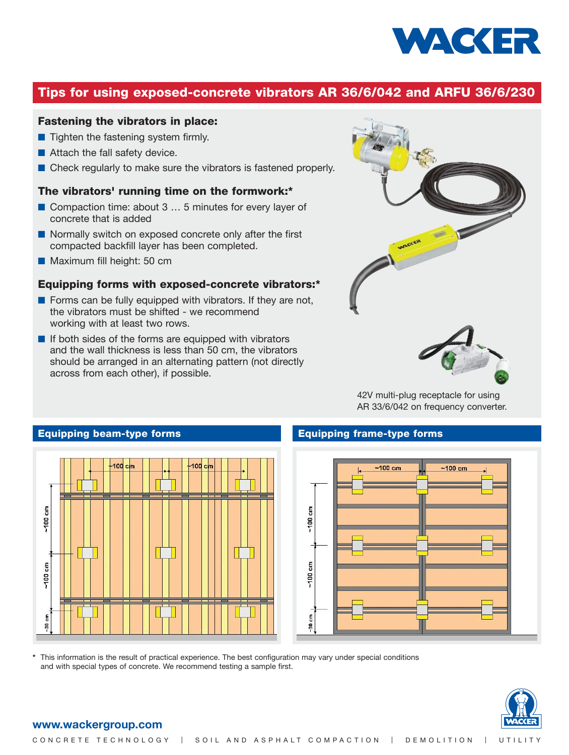# Tips for using exposed-concrete vibrators AR 36/6/042 and ARFU 36/6/230

### Fastening the vibrators in place:

- Tighten the fastening system firmly.
- Attach the fall safety device.
- Check regularly to make sure the vibrators is fastened properly.

### The vibrators' running time on the formwork:*

- Compaction time: about 3 … 5 minutes for every layer of concrete that is added
- Normally switch on exposed concrete only after the first compacted backfill layer has been completed.
- Maximum fill height: 50 cm

### Equipping forms with exposed-concrete vibrators:*

- Forms can be fully equipped with vibrators. If they are not, the vibrators must be shifted - we recommend working with at least two rows.
- If both sides of the forms are equipped with vibrators and the wall thickness is less than 50 cm, the vibrators should be arranged in an alternating pattern (not directly across from each other), if possible.

42V multi-plug receptacle for using AR 33/6/042 on frequency converter.

## Equipping beam-type forms

~100 cm | ~100 cm | ~100 cm | ~100 cm | ~30 cm

## Equipping frame-type forms

~100 cm | ~100 cm | ~100 cm | ~100 cm | ~30 cm

\* This information is the result of practical experience. The best configuration may vary under special conditions and with special types of concrete. We recommend testing a sample first.

www.wackergroup.com

CONCRETE TECHNOLOGY | SOIL AND ASPHALT COMPACTION | DEMOLITION | UTILITY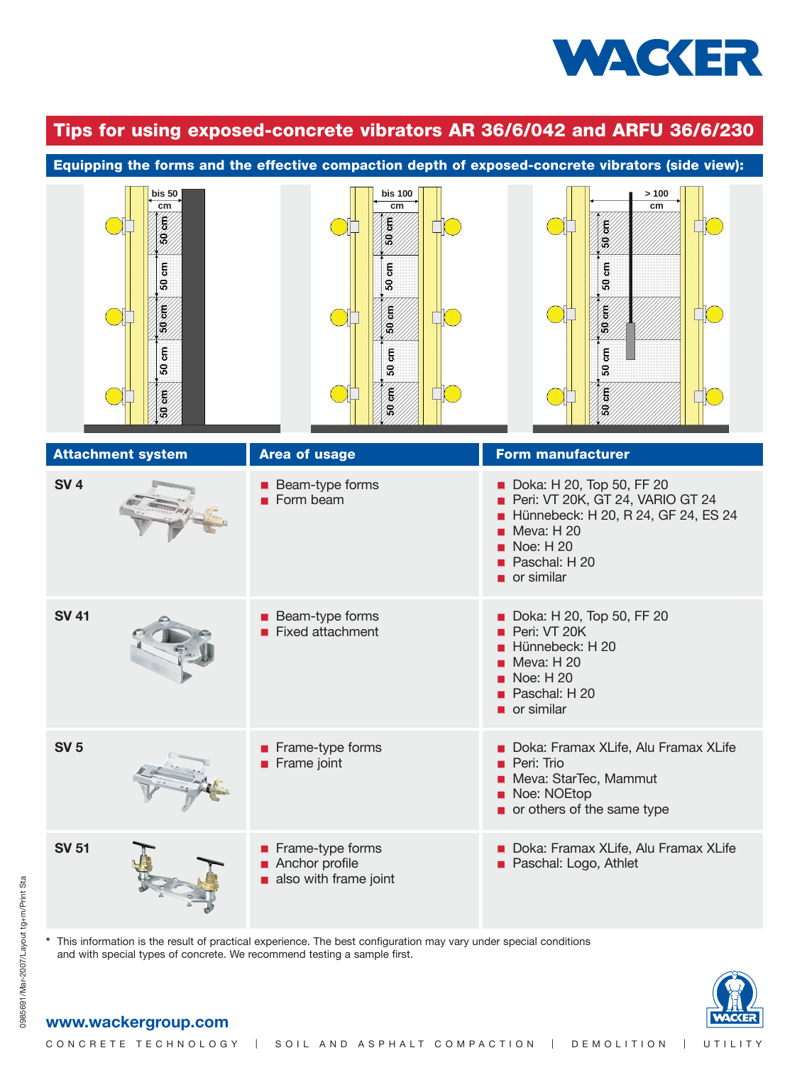# Tips for using exposed-concrete vibrators AR 36/6/042 and ARFU 36/6/230

## Equipping the forms and the effective compaction depth of exposed-concrete vibrators (side view):

bis 50 cm

50 cm
50 cm
50 cm
50 cm
50 cm

bis 100 cm

50 cm
50 cm
50 cm
50 cm
50 cm

> 100 cm

50 cm
50 cm
50 cm
50 cm
50 cm

| Attachment system | Area of usage | Form manufacturer |
| --- | --- | --- |
| SV 4 | ■ Beam-type forms<br>■ Form beam | ■ Doka: H 20, Top 50, FF 20<br>■ Peri: VT 20K, GT 24, VARIO GT 24<br>■ Hünnebeck: H 20, R 24, GF 24, ES 24<br>■ Meva: H 20<br>■ Noe: H 20<br>■ Paschal: H 20<br>■ or similar |
| SV 41 | ■ Beam-type forms<br>■ Fixed attachment | ■ Doka: H 20, Top 50, FF 20<br>■ Peri: VT 20K<br>■ Hünnebeck: H 20<br>■ Meva: H 20<br>■ Noe: H 20<br>■ Paschal: H 20<br>■ or similar |
| SV 5 | ■ Frame-type forms<br>■ Frame joint | ■ Doka: Framax XLife, Alu Framax XLife<br>■ Peri: Trio<br>■ Meva: StarTec, Mammut<br>■ Noe: NOEtop<br>■ or others of the same type |
| SV 51 | ■ Frame-type forms<br>■ Anchor profile<br>■ also with frame joint | ■ Doka: Framax XLife, Alu Framax XLife<br>■ Paschal: Logo, Athlet |

\* This information is the result of practical experience. The best configuration may vary under special conditions and with special types of concrete. We recommend testing a sample first.

www.wackergroup.com

CONCRETE TECHNOLOGY | SOIL AND ASPHALT COMPACTION | DEMOLITION | UTILITY